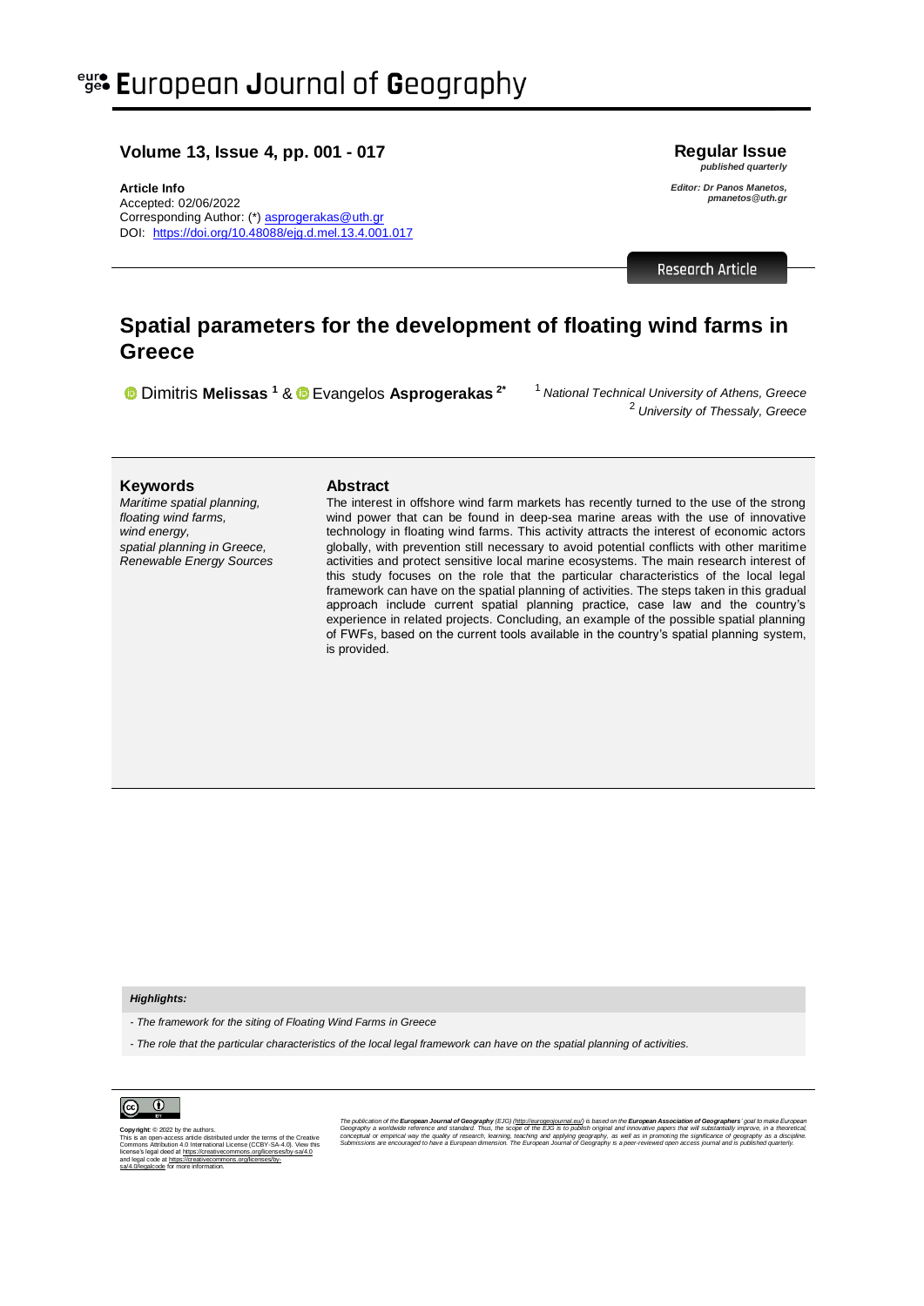# European Journal of Geography

**Volume 13, Issue 4, pp. 001 - 017**

**Regular Issue**
*published quarterly*

**Article Info**
Accepted: 02/06/2022
Corresponding Author: (*) asprogerakas@uth.gr
DOI: https://doi.org/10.48088/ejg.d.mel.13.4.001.017

*Editor: Dr Panos Manetos, pmanetos@uth.gr*

Research Article

# Spatial parameters for the development of floating wind farms in Greece

Dimitris **Melissas** [1] & Evangelos **Asprogerakas** [2*]

[1] *National Technical University of Athens, Greece*
[2] *University of Thessaly, Greece*

## Keywords

*Maritime spatial planning, floating wind farms, wind energy, spatial planning in Greece, Renewable Energy Sources*

## Abstract

The interest in offshore wind farm markets has recently turned to the use of the strong wind power that can be found in deep-sea marine areas with the use of innovative technology in floating wind farms. This activity attracts the interest of economic actors globally, with prevention still necessary to avoid potential conflicts with other maritime activities and protect sensitive local marine ecosystems. The main research interest of this study focuses on the role that the particular characteristics of the local legal framework can have on the spatial planning of activities. The steps taken in this gradual approach include current spatial planning practice, case law and the country's experience in related projects. Concluding, an example of the possible spatial planning of FWFs, based on the current tools available in the country's spatial planning system, is provided.

***Highlights:***

*- The framework for the siting of Floating Wind Farms in Greece*

*- The role that the particular characteristics of the local legal framework can have on the spatial planning of activities.*

**Copyright**: © 2022 by the authors. This is an open-access article distributed under the terms of the Creative Commons Attribution 4.0 International License (CCBY-SA-4.0). View this license's legal deed at https://creativecommons.org/licenses/by-sa/4.0 and legal code at https://creativecommons.org/licenses/by-sa/4.0/legalcode for more information.

*The publication of the* ***European Journal of Geography*** *(EJG) (http://eurogeojournal.eu/) is based on the* ***European Association of Geographers*** *' goal to make European Geography a worldwide reference and standard. Thus, the scope of the EJG is to publish original and innovative papers that will substantially improve, in a theoretical, conceptual or empirical way the quality of research, learning, teaching and applying geography, as well as in promoting the significance of geography as a discipline. Submissions are encouraged to have a European dimension. The European Journal of Geography is a peer-reviewed open access journal and is published quarterly.*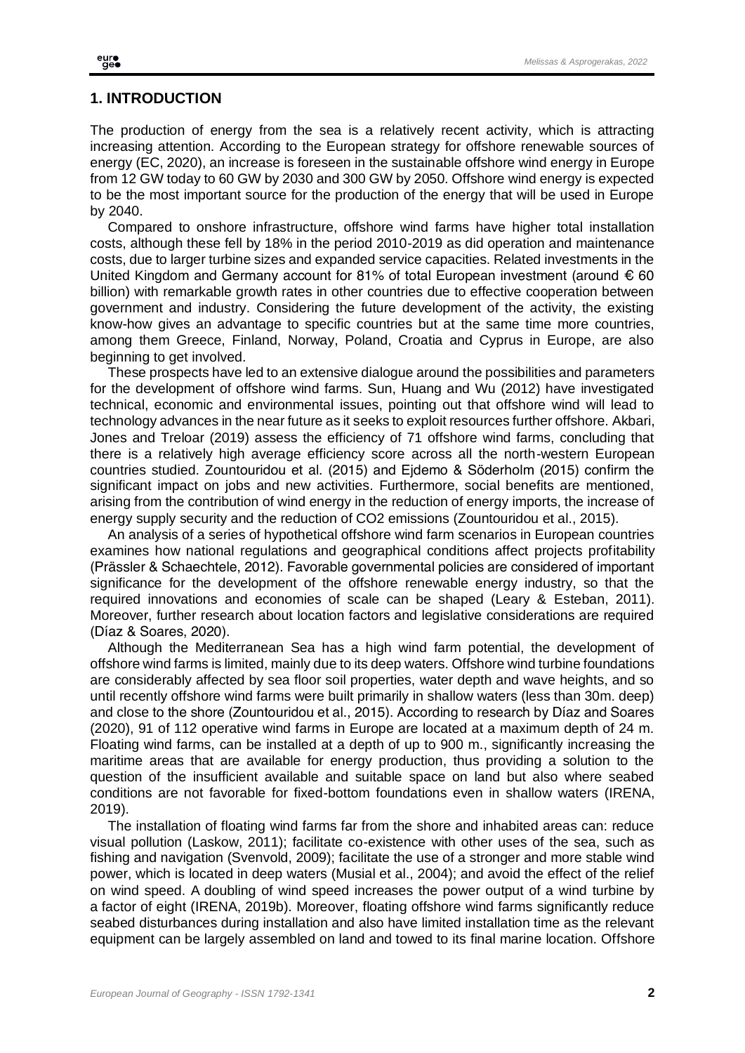## 1. INTRODUCTION

The production of energy from the sea is a relatively recent activity, which is attracting increasing attention. According to the European strategy for offshore renewable sources of energy (EC, 2020), an increase is foreseen in the sustainable offshore wind energy in Europe from 12 GW today to 60 GW by 2030 and 300 GW by 2050. Offshore wind energy is expected to be the most important source for the production of the energy that will be used in Europe by 2040.

Compared to onshore infrastructure, offshore wind farms have higher total installation costs, although these fell by 18% in the period 2010-2019 as did operation and maintenance costs, due to larger turbine sizes and expanded service capacities. Related investments in the United Kingdom and Germany account for 81% of total European investment (around € 60 billion) with remarkable growth rates in other countries due to effective cooperation between government and industry. Considering the future development of the activity, the existing know-how gives an advantage to specific countries but at the same time more countries, among them Greece, Finland, Norway, Poland, Croatia and Cyprus in Europe, are also beginning to get involved.

These prospects have led to an extensive dialogue around the possibilities and parameters for the development of offshore wind farms. Sun, Huang and Wu (2012) have investigated technical, economic and environmental issues, pointing out that offshore wind will lead to technology advances in the near future as it seeks to exploit resources further offshore. Akbari, Jones and Treloar (2019) assess the efficiency of 71 offshore wind farms, concluding that there is a relatively high average efficiency score across all the north-western European countries studied. Zountouridou et al. (2015) and Ejdemo & Söderholm (2015) confirm the significant impact on jobs and new activities. Furthermore, social benefits are mentioned, arising from the contribution of wind energy in the reduction of energy imports, the increase of energy supply security and the reduction of $CO_2$ emissions (Zountouridou et al., 2015).

An analysis of a series of hypothetical offshore wind farm scenarios in European countries examines how national regulations and geographical conditions affect projects profitability (Prässler & Schaechtele, 2012). Favorable governmental policies are considered of important significance for the development of the offshore renewable energy industry, so that the required innovations and economies of scale can be shaped (Leary & Esteban, 2011). Moreover, further research about location factors and legislative considerations are required (Díaz & Soares, 2020).

Although the Mediterranean Sea has a high wind farm potential, the development of offshore wind farms is limited, mainly due to its deep waters. Offshore wind turbine foundations are considerably affected by sea floor soil properties, water depth and wave heights, and so until recently offshore wind farms were built primarily in shallow waters (less than 30m. deep) and close to the shore (Zountouridou et al., 2015). According to research by Díaz and Soares (2020), 91 of 112 operative wind farms in Europe are located at a maximum depth of 24 m. Floating wind farms, can be installed at a depth of up to 900 m., significantly increasing the maritime areas that are available for energy production, thus providing a solution to the question of the insufficient available and suitable space on land but also where seabed conditions are not favorable for fixed-bottom foundations even in shallow waters (IRENA, 2019).

The installation of floating wind farms far from the shore and inhabited areas can: reduce visual pollution (Laskow, 2011); facilitate co-existence with other uses of the sea, such as fishing and navigation (Svenvold, 2009); facilitate the use of a stronger and more stable wind power, which is located in deep waters (Musial et al., 2004); and avoid the effect of the relief on wind speed. A doubling of wind speed increases the power output of a wind turbine by a factor of eight (IRENA, 2019b). Moreover, floating offshore wind farms significantly reduce seabed disturbances during installation and also have limited installation time as the relevant equipment can be largely assembled on land and towed to its final marine location. Offshore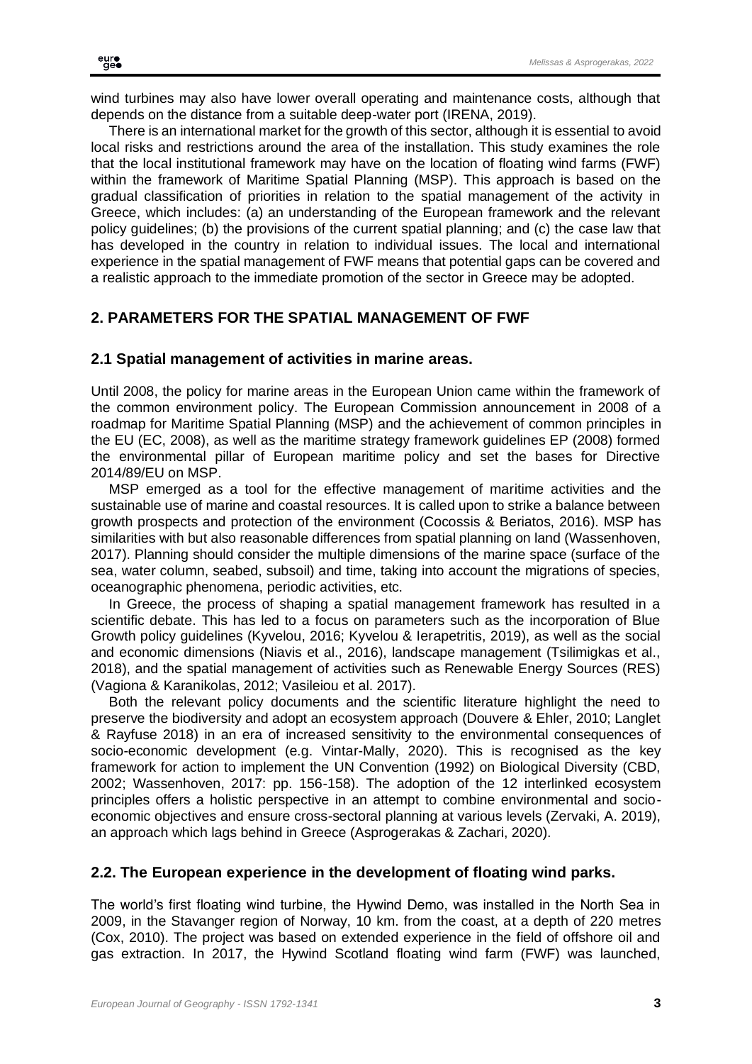wind turbines may also have lower overall operating and maintenance costs, although that depends on the distance from a suitable deep-water port (IRENA, 2019).

There is an international market for the growth of this sector, although it is essential to avoid local risks and restrictions around the area of the installation. This study examines the role that the local institutional framework may have on the location of floating wind farms (FWF) within the framework of Maritime Spatial Planning (MSP). This approach is based on the gradual classification of priorities in relation to the spatial management of the activity in Greece, which includes: (a) an understanding of the European framework and the relevant policy guidelines; (b) the provisions of the current spatial planning; and (c) the case law that has developed in the country in relation to individual issues. The local and international experience in the spatial management of FWF means that potential gaps can be covered and a realistic approach to the immediate promotion of the sector in Greece may be adopted.

## 2. PARAMETERS FOR THE SPATIAL MANAGEMENT OF FWF

### 2.1 Spatial management of activities in marine areas.

Until 2008, the policy for marine areas in the European Union came within the framework of the common environment policy. The European Commission announcement in 2008 of a roadmap for Maritime Spatial Planning (MSP) and the achievement of common principles in the EU (EC, 2008), as well as the maritime strategy framework guidelines EP (2008) formed the environmental pillar of European maritime policy and set the bases for Directive 2014/89/EU on MSP.

MSP emerged as a tool for the effective management of maritime activities and the sustainable use of marine and coastal resources. It is called upon to strike a balance between growth prospects and protection of the environment (Cocossis & Beriatos, 2016). MSP has similarities with but also reasonable differences from spatial planning on land (Wassenhoven, 2017). Planning should consider the multiple dimensions of the marine space (surface of the sea, water column, seabed, subsoil) and time, taking into account the migrations of species, oceanographic phenomena, periodic activities, etc.

In Greece, the process of shaping a spatial management framework has resulted in a scientific debate. This has led to a focus on parameters such as the incorporation of Blue Growth policy guidelines (Kyvelou, 2016; Kyvelou & Ierapetritis, 2019), as well as the social and economic dimensions (Niavis et al., 2016), landscape management (Tsilimigkas et al., 2018), and the spatial management of activities such as Renewable Energy Sources (RES) (Vagiona & Karanikolas, 2012; Vasileiou et al. 2017).

Both the relevant policy documents and the scientific literature highlight the need to preserve the biodiversity and adopt an ecosystem approach (Douvere & Ehler, 2010; Langlet & Rayfuse 2018) in an era of increased sensitivity to the environmental consequences of socio-economic development (e.g. Vintar-Mally, 2020). This is recognised as the key framework for action to implement the UN Convention (1992) on Biological Diversity (CBD, 2002; Wassenhoven, 2017: pp. 156-158). The adoption of the 12 interlinked ecosystem principles offers a holistic perspective in an attempt to combine environmental and socio-economic objectives and ensure cross-sectoral planning at various levels (Zervaki, A. 2019), an approach which lags behind in Greece (Asprogerakas & Zachari, 2020).

### 2.2. The European experience in the development of floating wind parks.

The world's first floating wind turbine, the Hywind Demo, was installed in the North Sea in 2009, in the Stavanger region of Norway, 10 km. from the coast, at a depth of 220 metres (Cox, 2010). The project was based on extended experience in the field of offshore oil and gas extraction. In 2017, the Hywind Scotland floating wind farm (FWF) was launched,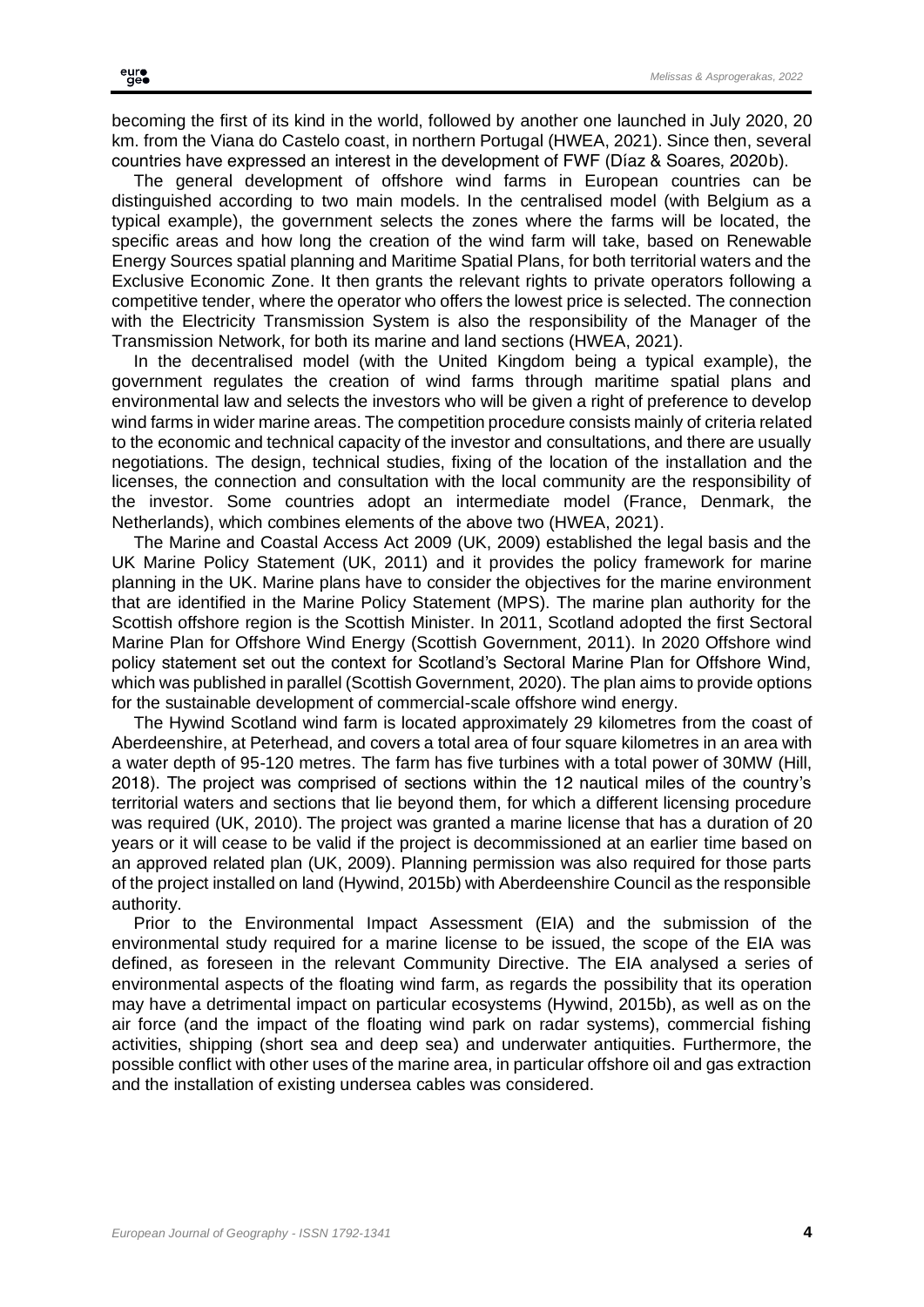becoming the first of its kind in the world, followed by another one launched in July 2020, 20 km. from the Viana do Castelo coast, in northern Portugal (HWEA, 2021). Since then, several countries have expressed an interest in the development of FWF (Díaz & Soares, 2020b).

The general development of offshore wind farms in European countries can be distinguished according to two main models. In the centralised model (with Belgium as a typical example), the government selects the zones where the farms will be located, the specific areas and how long the creation of the wind farm will take, based on Renewable Energy Sources spatial planning and Maritime Spatial Plans, for both territorial waters and the Exclusive Economic Zone. It then grants the relevant rights to private operators following a competitive tender, where the operator who offers the lowest price is selected. The connection with the Electricity Transmission System is also the responsibility of the Manager of the Transmission Network, for both its marine and land sections (HWEA, 2021).

In the decentralised model (with the United Kingdom being a typical example), the government regulates the creation of wind farms through maritime spatial plans and environmental law and selects the investors who will be given a right of preference to develop wind farms in wider marine areas. The competition procedure consists mainly of criteria related to the economic and technical capacity of the investor and consultations, and there are usually negotiations. The design, technical studies, fixing of the location of the installation and the licenses, the connection and consultation with the local community are the responsibility of the investor. Some countries adopt an intermediate model (France, Denmark, the Netherlands), which combines elements of the above two (HWEA, 2021).

The Marine and Coastal Access Act 2009 (UK, 2009) established the legal basis and the UK Marine Policy Statement (UK, 2011) and it provides the policy framework for marine planning in the UK. Marine plans have to consider the objectives for the marine environment that are identified in the Marine Policy Statement (MPS). The marine plan authority for the Scottish offshore region is the Scottish Minister. In 2011, Scotland adopted the first Sectoral Marine Plan for Offshore Wind Energy (Scottish Government, 2011). In 2020 Offshore wind policy statement set out the context for Scotland's Sectoral Marine Plan for Offshore Wind, which was published in parallel (Scottish Government, 2020). The plan aims to provide options for the sustainable development of commercial-scale offshore wind energy.

The Hywind Scotland wind farm is located approximately 29 kilometres from the coast of Aberdeenshire, at Peterhead, and covers a total area of four square kilometres in an area with a water depth of 95-120 metres. The farm has five turbines with a total power of 30MW (Hill, 2018). The project was comprised of sections within the 12 nautical miles of the country's territorial waters and sections that lie beyond them, for which a different licensing procedure was required (UK, 2010). The project was granted a marine license that has a duration of 20 years or it will cease to be valid if the project is decommissioned at an earlier time based on an approved related plan (UK, 2009). Planning permission was also required for those parts of the project installed on land (Hywind, 2015b) with Aberdeenshire Council as the responsible authority.

Prior to the Environmental Impact Assessment (EIA) and the submission of the environmental study required for a marine license to be issued, the scope of the EIA was defined, as foreseen in the relevant Community Directive. The EIA analysed a series of environmental aspects of the floating wind farm, as regards the possibility that its operation may have a detrimental impact on particular ecosystems (Hywind, 2015b), as well as on the air force (and the impact of the floating wind park on radar systems), commercial fishing activities, shipping (short sea and deep sea) and underwater antiquities. Furthermore, the possible conflict with other uses of the marine area, in particular offshore oil and gas extraction and the installation of existing undersea cables was considered.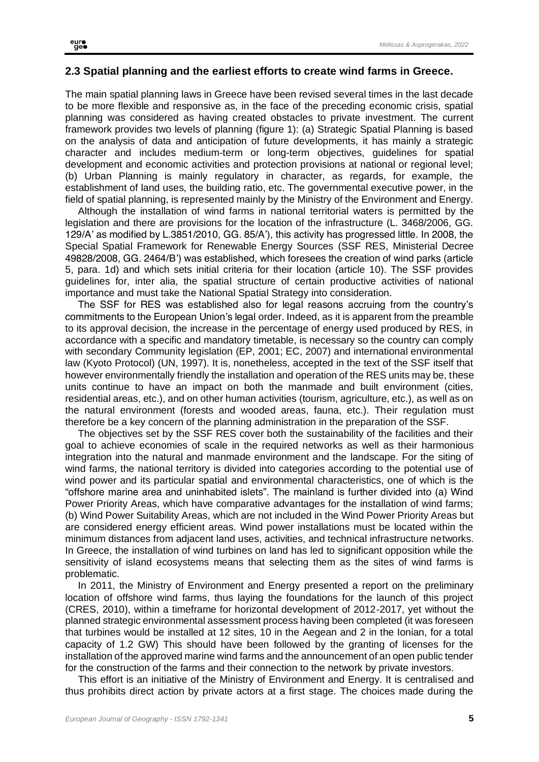## 2.3 Spatial planning and the earliest efforts to create wind farms in Greece.

The main spatial planning laws in Greece have been revised several times in the last decade to be more flexible and responsive as, in the face of the preceding economic crisis, spatial planning was considered as having created obstacles to private investment. The current framework provides two levels of planning (figure 1): (a) Strategic Spatial Planning is based on the analysis of data and anticipation of future developments, it has mainly a strategic character and includes medium-term or long-term objectives, guidelines for spatial development and economic activities and protection provisions at national or regional level; (b) Urban Planning is mainly regulatory in character, as regards, for example, the establishment of land uses, the building ratio, etc. The governmental executive power, in the field of spatial planning, is represented mainly by the Ministry of the Environment and Energy.

Although the installation of wind farms in national territorial waters is permitted by the legislation and there are provisions for the location of the infrastructure (L. 3468/2006, GG. 129/A' as modified by L.3851/2010, GG. 85/A'), this activity has progressed little. In 2008, the Special Spatial Framework for Renewable Energy Sources (SSF RES, Ministerial Decree 49828/2008, GG. 2464/B') was established, which foresees the creation of wind parks (article 5, para. 1d) and which sets initial criteria for their location (article 10). The SSF provides guidelines for, inter alia, the spatial structure of certain productive activities of national importance and must take the National Spatial Strategy into consideration.

The SSF for RES was established also for legal reasons accruing from the country's commitments to the European Union's legal order. Indeed, as it is apparent from the preamble to its approval decision, the increase in the percentage of energy used produced by RES, in accordance with a specific and mandatory timetable, is necessary so the country can comply with secondary Community legislation (EP, 2001; EC, 2007) and international environmental law (Kyoto Protocol) (UN, 1997). It is, nonetheless, accepted in the text of the SSF itself that however environmentally friendly the installation and operation of the RES units may be, these units continue to have an impact on both the manmade and built environment (cities, residential areas, etc.), and on other human activities (tourism, agriculture, etc.), as well as on the natural environment (forests and wooded areas, fauna, etc.). Their regulation must therefore be a key concern of the planning administration in the preparation of the SSF.

The objectives set by the SSF RES cover both the sustainability of the facilities and their goal to achieve economies of scale in the required networks as well as their harmonious integration into the natural and manmade environment and the landscape. For the siting of wind farms, the national territory is divided into categories according to the potential use of wind power and its particular spatial and environmental characteristics, one of which is the "offshore marine area and uninhabited islets". The mainland is further divided into (a) Wind Power Priority Areas, which have comparative advantages for the installation of wind farms; (b) Wind Power Suitability Areas, which are not included in the Wind Power Priority Areas but are considered energy efficient areas. Wind power installations must be located within the minimum distances from adjacent land uses, activities, and technical infrastructure networks. In Greece, the installation of wind turbines on land has led to significant opposition while the sensitivity of island ecosystems means that selecting them as the sites of wind farms is problematic.

In 2011, the Ministry of Environment and Energy presented a report on the preliminary location of offshore wind farms, thus laying the foundations for the launch of this project (CRES, 2010), within a timeframe for horizontal development of 2012-2017, yet without the planned strategic environmental assessment process having been completed (it was foreseen that turbines would be installed at 12 sites, 10 in the Aegean and 2 in the Ionian, for a total capacity of 1.2 GW) This should have been followed by the granting of licenses for the installation of the approved marine wind farms and the announcement of an open public tender for the construction of the farms and their connection to the network by private investors.

This effort is an initiative of the Ministry of Environment and Energy. It is centralised and thus prohibits direct action by private actors at a first stage. The choices made during the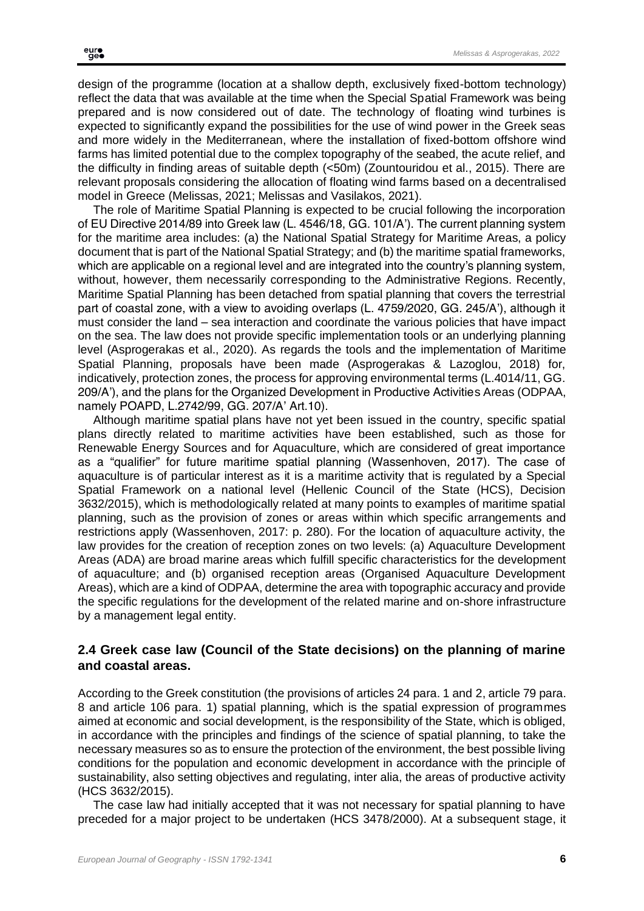design of the programme (location at a shallow depth, exclusively fixed-bottom technology) reflect the data that was available at the time when the Special Spatial Framework was being prepared and is now considered out of date. The technology of floating wind turbines is expected to significantly expand the possibilities for the use of wind power in the Greek seas and more widely in the Mediterranean, where the installation of fixed-bottom offshore wind farms has limited potential due to the complex topography of the seabed, the acute relief, and the difficulty in finding areas of suitable depth (<50m) (Zountouridou et al., 2015). There are relevant proposals considering the allocation of floating wind farms based on a decentralised model in Greece (Melissas, 2021; Melissas and Vasilakos, 2021).

The role of Maritime Spatial Planning is expected to be crucial following the incorporation of EU Directive 2014/89 into Greek law (L. 4546/18, GG. 101/A'). The current planning system for the maritime area includes: (a) the National Spatial Strategy for Maritime Areas, a policy document that is part of the National Spatial Strategy; and (b) the maritime spatial frameworks, which are applicable on a regional level and are integrated into the country's planning system, without, however, them necessarily corresponding to the Administrative Regions. Recently, Maritime Spatial Planning has been detached from spatial planning that covers the terrestrial part of coastal zone, with a view to avoiding overlaps (L. 4759/2020, GG. 245/A'), although it must consider the land – sea interaction and coordinate the various policies that have impact on the sea. The law does not provide specific implementation tools or an underlying planning level (Asprogerakas et al., 2020). As regards the tools and the implementation of Maritime Spatial Planning, proposals have been made (Asprogerakas & Lazoglou, 2018) for, indicatively, protection zones, the process for approving environmental terms (L.4014/11, GG. 209/A'), and the plans for the Organized Development in Productive Activities Areas (ODPAA, namely POAPD, L.2742/99, GG. 207/A' Art.10).

Although maritime spatial plans have not yet been issued in the country, specific spatial plans directly related to maritime activities have been established, such as those for Renewable Energy Sources and for Aquaculture, which are considered of great importance as a "qualifier" for future maritime spatial planning (Wassenhoven, 2017). The case of aquaculture is of particular interest as it is a maritime activity that is regulated by a Special Spatial Framework on a national level (Hellenic Council of the State (HCS), Decision 3632/2015), which is methodologically related at many points to examples of maritime spatial planning, such as the provision of zones or areas within which specific arrangements and restrictions apply (Wassenhoven, 2017: p. 280). For the location of aquaculture activity, the law provides for the creation of reception zones on two levels: (a) Aquaculture Development Areas (ADA) are broad marine areas which fulfill specific characteristics for the development of aquaculture; and (b) organised reception areas (Organised Aquaculture Development Areas), which are a kind of ODPAA, determine the area with topographic accuracy and provide the specific regulations for the development of the related marine and on-shore infrastructure by a management legal entity.

### 2.4 Greek case law (Council of the State decisions) on the planning of marine and coastal areas.

According to the Greek constitution (the provisions of articles 24 para. 1 and 2, article 79 para. 8 and article 106 para. 1) spatial planning, which is the spatial expression of programmes aimed at economic and social development, is the responsibility of the State, which is obliged, in accordance with the principles and findings of the science of spatial planning, to take the necessary measures so as to ensure the protection of the environment, the best possible living conditions for the population and economic development in accordance with the principle of sustainability, also setting objectives and regulating, inter alia, the areas of productive activity (HCS 3632/2015).

The case law had initially accepted that it was not necessary for spatial planning to have preceded for a major project to be undertaken (HCS 3478/2000). At a subsequent stage, it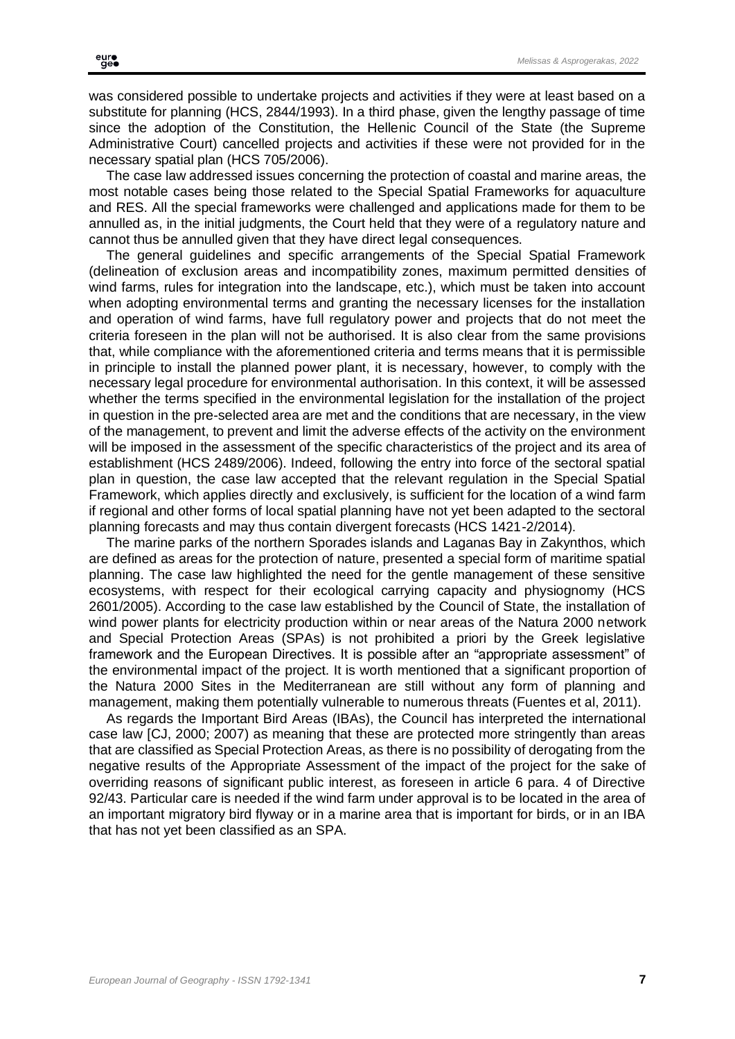was considered possible to undertake projects and activities if they were at least based on a substitute for planning (HCS, 2844/1993). In a third phase, given the lengthy passage of time since the adoption of the Constitution, the Hellenic Council of the State (the Supreme Administrative Court) cancelled projects and activities if these were not provided for in the necessary spatial plan (HCS 705/2006).

The case law addressed issues concerning the protection of coastal and marine areas, the most notable cases being those related to the Special Spatial Frameworks for aquaculture and RES. All the special frameworks were challenged and applications made for them to be annulled as, in the initial judgments, the Court held that they were of a regulatory nature and cannot thus be annulled given that they have direct legal consequences.

The general guidelines and specific arrangements of the Special Spatial Framework (delineation of exclusion areas and incompatibility zones, maximum permitted densities of wind farms, rules for integration into the landscape, etc.), which must be taken into account when adopting environmental terms and granting the necessary licenses for the installation and operation of wind farms, have full regulatory power and projects that do not meet the criteria foreseen in the plan will not be authorised. It is also clear from the same provisions that, while compliance with the aforementioned criteria and terms means that it is permissible in principle to install the planned power plant, it is necessary, however, to comply with the necessary legal procedure for environmental authorisation. In this context, it will be assessed whether the terms specified in the environmental legislation for the installation of the project in question in the pre-selected area are met and the conditions that are necessary, in the view of the management, to prevent and limit the adverse effects of the activity on the environment will be imposed in the assessment of the specific characteristics of the project and its area of establishment (HCS 2489/2006). Indeed, following the entry into force of the sectoral spatial plan in question, the case law accepted that the relevant regulation in the Special Spatial Framework, which applies directly and exclusively, is sufficient for the location of a wind farm if regional and other forms of local spatial planning have not yet been adapted to the sectoral planning forecasts and may thus contain divergent forecasts (HCS 1421-2/2014).

The marine parks of the northern Sporades islands and Laganas Bay in Zakynthos, which are defined as areas for the protection of nature, presented a special form of maritime spatial planning. The case law highlighted the need for the gentle management of these sensitive ecosystems, with respect for their ecological carrying capacity and physiognomy (HCS 2601/2005). According to the case law established by the Council of State, the installation of wind power plants for electricity production within or near areas of the Natura 2000 network and Special Protection Areas (SPAs) is not prohibited a priori by the Greek legislative framework and the European Directives. It is possible after an "appropriate assessment" of the environmental impact of the project. It is worth mentioned that a significant proportion of the Natura 2000 Sites in the Mediterranean are still without any form of planning and management, making them potentially vulnerable to numerous threats (Fuentes et al, 2011).

As regards the Important Bird Areas (IBAs), the Council has interpreted the international case law [CJ, 2000; 2007) as meaning that these are protected more stringently than areas that are classified as Special Protection Areas, as there is no possibility of derogating from the negative results of the Appropriate Assessment of the impact of the project for the sake of overriding reasons of significant public interest, as foreseen in article 6 para. 4 of Directive 92/43. Particular care is needed if the wind farm under approval is to be located in the area of an important migratory bird flyway or in a marine area that is important for birds, or in an IBA that has not yet been classified as an SPA.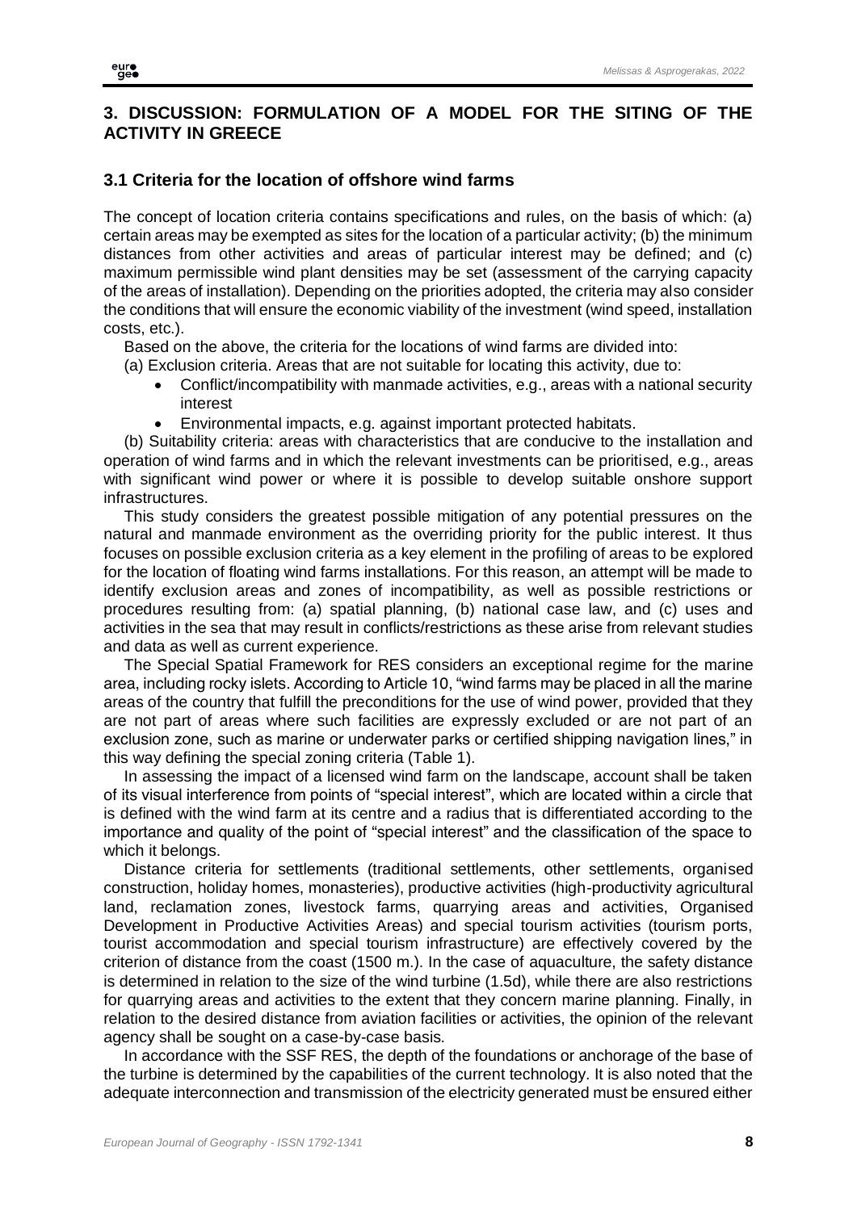## 3. DISCUSSION: FORMULATION OF A MODEL FOR THE SITING OF THE ACTIVITY IN GREECE

### 3.1 Criteria for the location of offshore wind farms

The concept of location criteria contains specifications and rules, on the basis of which: (a) certain areas may be exempted as sites for the location of a particular activity; (b) the minimum distances from other activities and areas of particular interest may be defined; and (c) maximum permissible wind plant densities may be set (assessment of the carrying capacity of the areas of installation). Depending on the priorities adopted, the criteria may also consider the conditions that will ensure the economic viability of the investment (wind speed, installation costs, etc.).

Based on the above, the criteria for the locations of wind farms are divided into:

(a) Exclusion criteria. Areas that are not suitable for locating this activity, due to:

- Conflict/incompatibility with manmade activities, e.g., areas with a national security interest
- Environmental impacts, e.g. against important protected habitats.

(b) Suitability criteria: areas with characteristics that are conducive to the installation and operation of wind farms and in which the relevant investments can be prioritised, e.g., areas with significant wind power or where it is possible to develop suitable onshore support infrastructures.

This study considers the greatest possible mitigation of any potential pressures on the natural and manmade environment as the overriding priority for the public interest. It thus focuses on possible exclusion criteria as a key element in the profiling of areas to be explored for the location of floating wind farms installations. For this reason, an attempt will be made to identify exclusion areas and zones of incompatibility, as well as possible restrictions or procedures resulting from: (a) spatial planning, (b) national case law, and (c) uses and activities in the sea that may result in conflicts/restrictions as these arise from relevant studies and data as well as current experience.

The Special Spatial Framework for RES considers an exceptional regime for the marine area, including rocky islets. According to Article 10, "wind farms may be placed in all the marine areas of the country that fulfill the preconditions for the use of wind power, provided that they are not part of areas where such facilities are expressly excluded or are not part of an exclusion zone, such as marine or underwater parks or certified shipping navigation lines," in this way defining the special zoning criteria (Table 1).

In assessing the impact of a licensed wind farm on the landscape, account shall be taken of its visual interference from points of "special interest", which are located within a circle that is defined with the wind farm at its centre and a radius that is differentiated according to the importance and quality of the point of "special interest" and the classification of the space to which it belongs.

Distance criteria for settlements (traditional settlements, other settlements, organised construction, holiday homes, monasteries), productive activities (high-productivity agricultural land, reclamation zones, livestock farms, quarrying areas and activities, Organised Development in Productive Activities Areas) and special tourism activities (tourism ports, tourist accommodation and special tourism infrastructure) are effectively covered by the criterion of distance from the coast (1500 m.). In the case of aquaculture, the safety distance is determined in relation to the size of the wind turbine (1.5d), while there are also restrictions for quarrying areas and activities to the extent that they concern marine planning. Finally, in relation to the desired distance from aviation facilities or activities, the opinion of the relevant agency shall be sought on a case-by-case basis.

In accordance with the SSF RES, the depth of the foundations or anchorage of the base of the turbine is determined by the capabilities of the current technology. It is also noted that the adequate interconnection and transmission of the electricity generated must be ensured either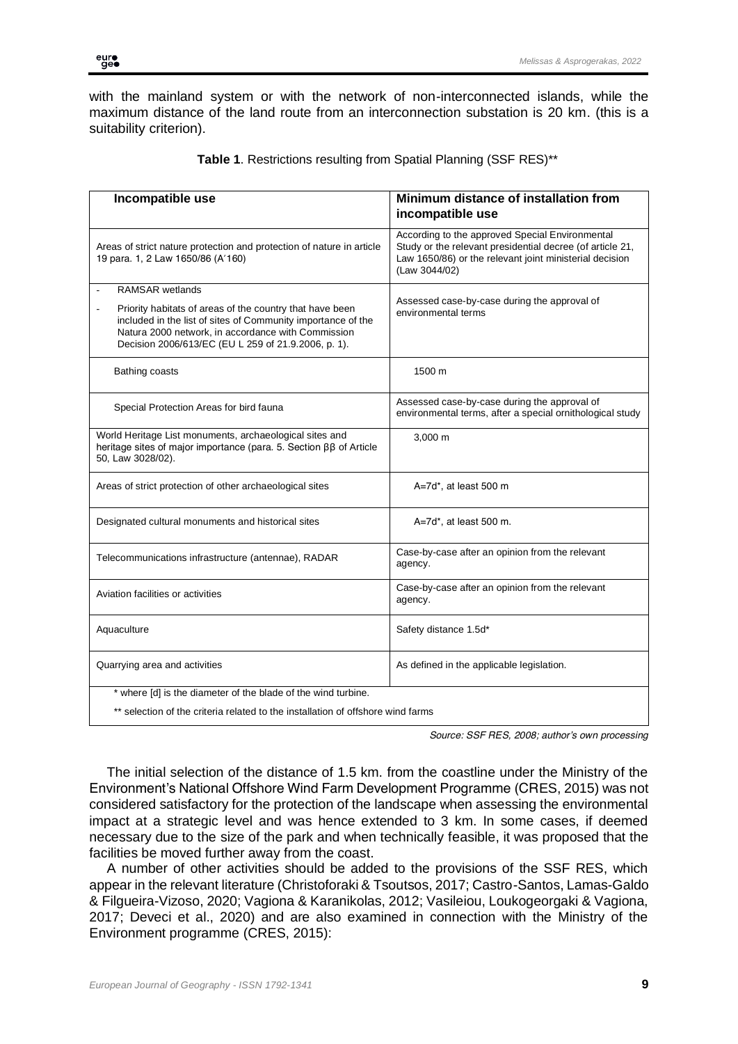with the mainland system or with the network of non-interconnected islands, while the maximum distance of the land route from an interconnection substation is 20 km. (this is a suitability criterion).

**Table 1**. Restrictions resulting from Spatial Planning (SSF RES)**

| Incompatible use | Minimum distance of installation from incompatible use |
|---|---|
| Areas of strict nature protection and protection of nature in article 19 para. 1, 2 Law 1650/86 (A΄160) | According to the approved Special Environmental Study or the relevant presidential decree (of article 21, Law 1650/86) or the relevant joint ministerial decision (Law 3044/02) |
| - RAMSAR wetlands<br>- Priority habitats of areas of the country that have been included in the list of sites of Community importance of the Natura 2000 network, in accordance with Commission Decision 2006/613/EC (EU L 259 of 21.9.2006, p. 1). | Assessed case-by-case during the approval of environmental terms |
| Bathing coasts | 1500 m |
| Special Protection Areas for bird fauna | Assessed case-by-case during the approval of environmental terms, after a special ornithological study |
| World Heritage List monuments, archaeological sites and heritage sites of major importance (para. 5. Section ββ of Article 50, Law 3028/02). | 3,000 m |
| Areas of strict protection of other archaeological sites | A=7d*, at least 500 m |
| Designated cultural monuments and historical sites | A=7d*, at least 500 m. |
| Telecommunications infrastructure (antennae), RADAR | Case-by-case after an opinion from the relevant agency. |
| Aviation facilities or activities | Case-by-case after an opinion from the relevant agency. |
| Aquaculture | Safety distance 1.5d* |
| Quarrying area and activities | As defined in the applicable legislation. |

\* where [d] is the diameter of the blade of the wind turbine.

** selection of the criteria related to the installation of offshore wind farms

*Source: SSF RES, 2008; author's own processing*

The initial selection of the distance of 1.5 km. from the coastline under the Ministry of the Environment's National Offshore Wind Farm Development Programme (CRES, 2015) was not considered satisfactory for the protection of the landscape when assessing the environmental impact at a strategic level and was hence extended to 3 km. In some cases, if deemed necessary due to the size of the park and when technically feasible, it was proposed that the facilities be moved further away from the coast.

A number of other activities should be added to the provisions of the SSF RES, which appear in the relevant literature (Christoforaki & Tsoutsos, 2017; Castro-Santos, Lamas-Galdo & Filgueira-Vizoso, 2020; Vagiona & Karanikolas, 2012; Vasileiou, Loukogeorgaki & Vagiona, 2017; Deveci et al., 2020) and are also examined in connection with the Ministry of the Environment programme (CRES, 2015):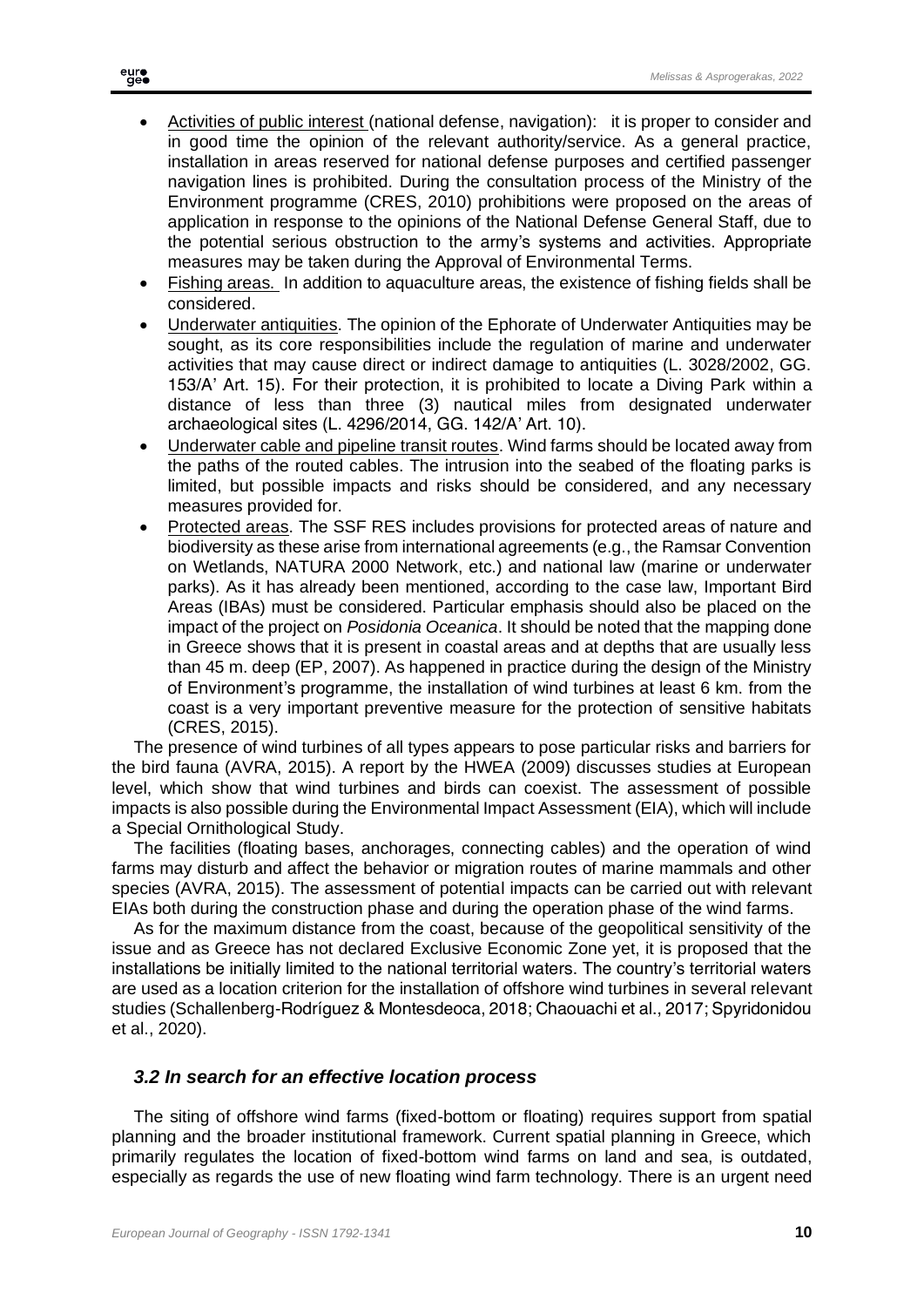- Activities of public interest (national defense, navigation): it is proper to consider and in good time the opinion of the relevant authority/service. As a general practice, installation in areas reserved for national defense purposes and certified passenger navigation lines is prohibited. During the consultation process of the Ministry of the Environment programme (CRES, 2010) prohibitions were proposed on the areas of application in response to the opinions of the National Defense General Staff, due to the potential serious obstruction to the army's systems and activities. Appropriate measures may be taken during the Approval of Environmental Terms.
- Fishing areas. In addition to aquaculture areas, the existence of fishing fields shall be considered.
- Underwater antiquities. The opinion of the Ephorate of Underwater Antiquities may be sought, as its core responsibilities include the regulation of marine and underwater activities that may cause direct or indirect damage to antiquities (L. 3028/2002, GG. 153/A' Art. 15). For their protection, it is prohibited to locate a Diving Park within a distance of less than three (3) nautical miles from designated underwater archaeological sites (L. 4296/2014, GG. 142/A' Art. 10).
- Underwater cable and pipeline transit routes. Wind farms should be located away from the paths of the routed cables. The intrusion into the seabed of the floating parks is limited, but possible impacts and risks should be considered, and any necessary measures provided for.
- Protected areas. The SSF RES includes provisions for protected areas of nature and biodiversity as these arise from international agreements (e.g., the Ramsar Convention on Wetlands, NATURA 2000 Network, etc.) and national law (marine or underwater parks). As it has already been mentioned, according to the case law, Important Bird Areas (IBAs) must be considered. Particular emphasis should also be placed on the impact of the project on *Posidonia Oceanica*. It should be noted that the mapping done in Greece shows that it is present in coastal areas and at depths that are usually less than 45 m. deep (EP, 2007). As happened in practice during the design of the Ministry of Environment's programme, the installation of wind turbines at least 6 km. from the coast is a very important preventive measure for the protection of sensitive habitats (CRES, 2015).

The presence of wind turbines of all types appears to pose particular risks and barriers for the bird fauna (AVRA, 2015). A report by the HWEA (2009) discusses studies at European level, which show that wind turbines and birds can coexist. The assessment of possible impacts is also possible during the Environmental Impact Assessment (EIA), which will include a Special Ornithological Study.

The facilities (floating bases, anchorages, connecting cables) and the operation of wind farms may disturb and affect the behavior or migration routes of marine mammals and other species (AVRA, 2015). The assessment of potential impacts can be carried out with relevant EIAs both during the construction phase and during the operation phase of the wind farms.

As for the maximum distance from the coast, because of the geopolitical sensitivity of the issue and as Greece has not declared Exclusive Economic Zone yet, it is proposed that the installations be initially limited to the national territorial waters. The country's territorial waters are used as a location criterion for the installation of offshore wind turbines in several relevant studies (Schallenberg-Rodríguez & Montesdeoca, 2018; Chaouachi et al., 2017; Spyridonidou et al., 2020).

### *3.2 In search for an effective location process*

The siting of offshore wind farms (fixed-bottom or floating) requires support from spatial planning and the broader institutional framework. Current spatial planning in Greece, which primarily regulates the location of fixed-bottom wind farms on land and sea, is outdated, especially as regards the use of new floating wind farm technology. There is an urgent need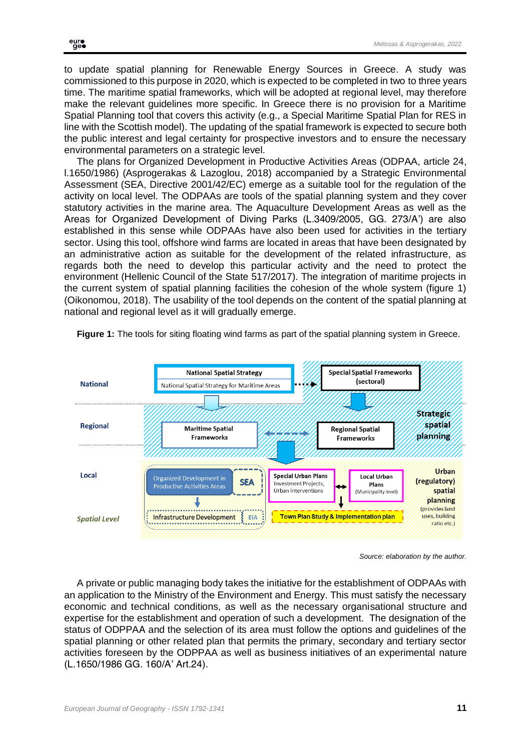to update spatial planning for Renewable Energy Sources in Greece. A study was commissioned to this purpose in 2020, which is expected to be completed in two to three years time. The maritime spatial frameworks, which will be adopted at regional level, may therefore make the relevant guidelines more specific. In Greece there is no provision for a Maritime Spatial Planning tool that covers this activity (e.g., a Special Maritime Spatial Plan for RES in line with the Scottish model). The updating of the spatial framework is expected to secure both the public interest and legal certainty for prospective investors and to ensure the necessary environmental parameters on a strategic level.

The plans for Organized Development in Productive Activities Areas (ODPAA, article 24, l.1650/1986) (Asprogerakas & Lazoglou, 2018) accompanied by a Strategic Environmental Assessment (SEA, Directive 2001/42/EC) emerge as a suitable tool for the regulation of the activity on local level. The ODPAAs are tools of the spatial planning system and they cover statutory activities in the marine area. The Aquaculture Development Areas as well as the Areas for Organized Development of Diving Parks (L.3409/2005, GG. 273/A') are also established in this sense while ODPAAs have also been used for activities in the tertiary sector. Using this tool, offshore wind farms are located in areas that have been designated by an administrative action as suitable for the development of the related infrastructure, as regards both the need to develop this particular activity and the need to protect the environment (Hellenic Council of the State 517/2017). The integration of maritime projects in the current system of spatial planning facilities the cohesion of the whole system (figure 1) (Oikonomou, 2018). The usability of the tool depends on the content of the spatial planning at national and regional level as it will gradually emerge.

**Figure 1:** The tools for siting floating wind farms as part of the spatial planning system in Greece.

National
Regional
Local
Spatial Level

National Spatial Strategy
National Spatial Strategy for Maritime Areas
Special Spatial Frameworks (sectoral)
Maritime Spatial Frameworks
Regional Spatial Frameworks
Strategic spatial planning
Organized Development in Productive Activities Areas
SEA
Special Urban Plans
Investment Projects, Urban Interventions
Local Urban Plans (Municipality level)
Urban (regulatory) spatial planning (provides land uses, building ratio etc.)
Infrastructure Development
EIA
Town Plan Study & Implementation plan

*Source: elaboration by the author.*

A private or public managing body takes the initiative for the establishment of ODPAAs with an application to the Ministry of the Environment and Energy. This must satisfy the necessary economic and technical conditions, as well as the necessary organisational structure and expertise for the establishment and operation of such a development. The designation of the status of ODPPAA and the selection of its area must follow the options and guidelines of the spatial planning or other related plan that permits the primary, secondary and tertiary sector activities foreseen by the ODPPAA as well as business initiatives of an experimental nature (L.1650/1986 GG. 160/A' Art.24).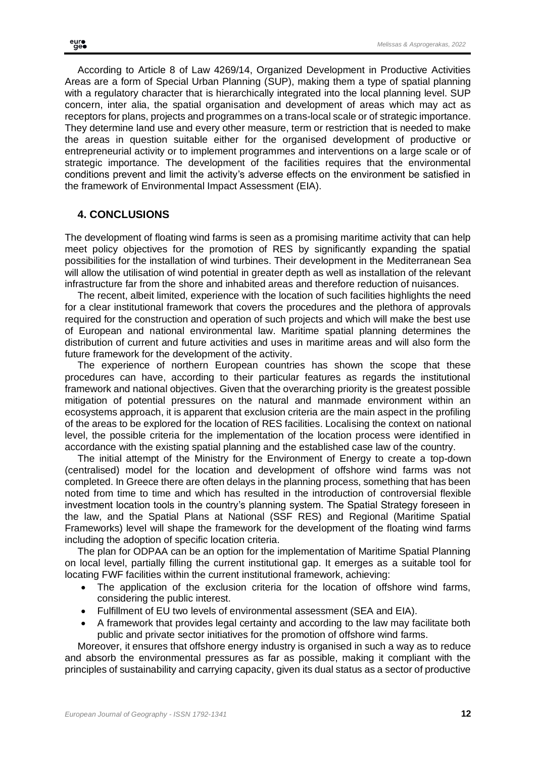According to Article 8 of Law 4269/14, Organized Development in Productive Activities Areas are a form of Special Urban Planning (SUP), making them a type of spatial planning with a regulatory character that is hierarchically integrated into the local planning level. SUP concern, inter alia, the spatial organisation and development of areas which may act as receptors for plans, projects and programmes on a trans-local scale or of strategic importance. They determine land use and every other measure, term or restriction that is needed to make the areas in question suitable either for the organised development of productive or entrepreneurial activity or to implement programmes and interventions on a large scale or of strategic importance. The development of the facilities requires that the environmental conditions prevent and limit the activity's adverse effects on the environment be satisfied in the framework of Environmental Impact Assessment (EIA).

## 4. CONCLUSIONS

The development of floating wind farms is seen as a promising maritime activity that can help meet policy objectives for the promotion of RES by significantly expanding the spatial possibilities for the installation of wind turbines. Their development in the Mediterranean Sea will allow the utilisation of wind potential in greater depth as well as installation of the relevant infrastructure far from the shore and inhabited areas and therefore reduction of nuisances.

The recent, albeit limited, experience with the location of such facilities highlights the need for a clear institutional framework that covers the procedures and the plethora of approvals required for the construction and operation of such projects and which will make the best use of European and national environmental law. Maritime spatial planning determines the distribution of current and future activities and uses in maritime areas and will also form the future framework for the development of the activity.

The experience of northern European countries has shown the scope that these procedures can have, according to their particular features as regards the institutional framework and national objectives. Given that the overarching priority is the greatest possible mitigation of potential pressures on the natural and manmade environment within an ecosystems approach, it is apparent that exclusion criteria are the main aspect in the profiling of the areas to be explored for the location of RES facilities. Localising the context on national level, the possible criteria for the implementation of the location process were identified in accordance with the existing spatial planning and the established case law of the country.

The initial attempt of the Ministry for the Environment of Energy to create a top-down (centralised) model for the location and development of offshore wind farms was not completed. In Greece there are often delays in the planning process, something that has been noted from time to time and which has resulted in the introduction of controversial flexible investment location tools in the country's planning system. The Spatial Strategy foreseen in the law, and the Spatial Plans at National (SSF RES) and Regional (Maritime Spatial Frameworks) level will shape the framework for the development of the floating wind farms including the adoption of specific location criteria.

The plan for ODPAA can be an option for the implementation of Maritime Spatial Planning on local level, partially filling the current institutional gap. It emerges as a suitable tool for locating FWF facilities within the current institutional framework, achieving:

- The application of the exclusion criteria for the location of offshore wind farms, considering the public interest.
- Fulfillment of EU two levels of environmental assessment (SEA and EIA).
- A framework that provides legal certainty and according to the law may facilitate both public and private sector initiatives for the promotion of offshore wind farms.

Moreover, it ensures that offshore energy industry is organised in such a way as to reduce and absorb the environmental pressures as far as possible, making it compliant with the principles of sustainability and carrying capacity, given its dual status as a sector of productive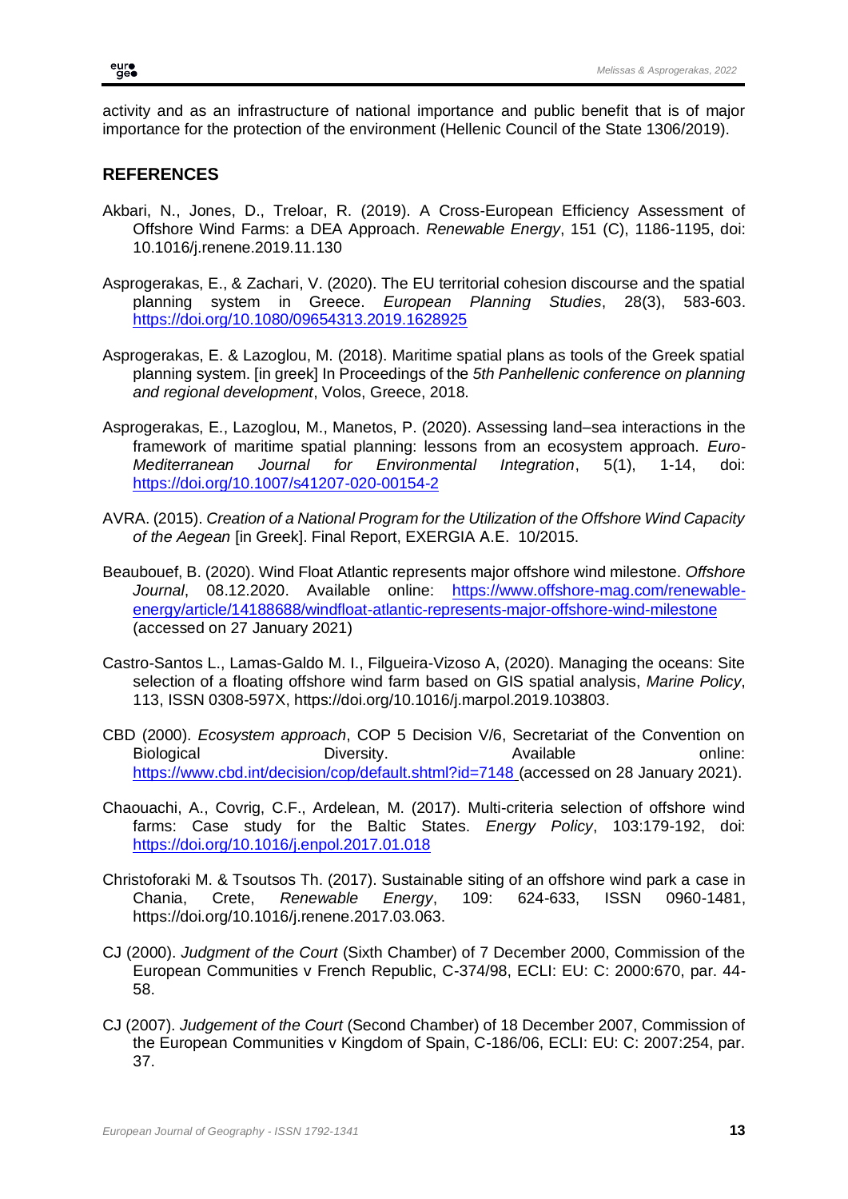activity and as an infrastructure of national importance and public benefit that is of major importance for the protection of the environment (Hellenic Council of the State 1306/2019).

## REFERENCES

Akbari, N., Jones, D., Treloar, R. (2019). A Cross-European Efficiency Assessment of Offshore Wind Farms: a DEA Approach. *Renewable Energy*, 151 (C), 1186-1195, doi: 10.1016/j.renene.2019.11.130

Asprogerakas, E., & Zachari, V. (2020). The EU territorial cohesion discourse and the spatial planning system in Greece. *European Planning Studies*, 28(3), 583-603. https://doi.org/10.1080/09654313.2019.1628925

Asprogerakas, E. & Lazoglou, M. (2018). Maritime spatial plans as tools of the Greek spatial planning system. [in greek] In Proceedings of the *5th Panhellenic conference on planning and regional development*, Volos, Greece, 2018.

Asprogerakas, E., Lazoglou, M., Manetos, P. (2020). Assessing land–sea interactions in the framework of maritime spatial planning: lessons from an ecosystem approach. *Euro-Mediterranean Journal for Environmental Integration*, 5(1), 1-14, doi: https://doi.org/10.1007/s41207-020-00154-2

AVRA. (2015). *Creation of a National Program for the Utilization of the Offshore Wind Capacity of the Aegean* [in Greek]. Final Report, EXERGIA A.E. 10/2015.

Beaubouef, B. (2020). Wind Float Atlantic represents major offshore wind milestone. *Offshore Journal*, 08.12.2020. Available online: https://www.offshore-mag.com/renewable-energy/article/14188688/windfloat-atlantic-represents-major-offshore-wind-milestone (accessed on 27 January 2021)

Castro-Santos L., Lamas-Galdo M. I., Filgueira-Vizoso A, (2020). Managing the oceans: Site selection of a floating offshore wind farm based on GIS spatial analysis, *Marine Policy*, 113, ISSN 0308-597X, https://doi.org/10.1016/j.marpol.2019.103803.

CBD (2000). *Ecosystem approach*, COP 5 Decision V/6, Secretariat of the Convention on Biological Diversity. Available online: https://www.cbd.int/decision/cop/default.shtml?id=7148 (accessed on 28 January 2021).

Chaouachi, A., Covrig, C.F., Ardelean, M. (2017). Multi-criteria selection of offshore wind farms: Case study for the Baltic States. *Energy Policy*, 103:179-192, doi: https://doi.org/10.1016/j.enpol.2017.01.018

Christoforaki M. & Tsoutsos Th. (2017). Sustainable siting of an offshore wind park a case in Chania, Crete, *Renewable Energy*, 109: 624-633, ISSN 0960-1481, https://doi.org/10.1016/j.renene.2017.03.063.

CJ (2000). *Judgment of the Court* (Sixth Chamber) of 7 December 2000, Commission of the European Communities v French Republic, C-374/98, ECLI: EU: C: 2000:670, par. 44-58.

CJ (2007). *Judgement of the Court* (Second Chamber) of 18 December 2007, Commission of the European Communities v Kingdom of Spain, C-186/06, ECLI: EU: C: 2007:254, par. 37.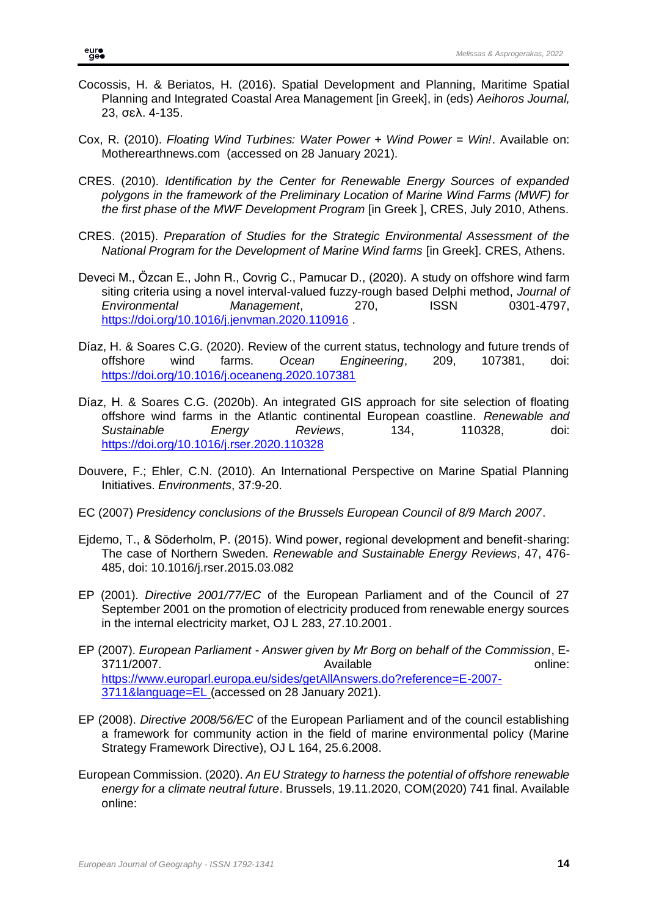Cocossis, H. & Beriatos, H. (2016). Spatial Development and Planning, Maritime Spatial Planning and Integrated Coastal Area Management [in Greek], in (eds) *Aeihoros Journal,* 23, σελ. 4-135.

Cox, R. (2010). *Floating Wind Turbines: Water Power + Wind Power = Win!*. Available on: Motherearthnews.com (accessed on 28 January 2021).

CRES. (2010). *Identification by the Center for Renewable Energy Sources of expanded polygons in the framework of the Preliminary Location of Marine Wind Farms (MWF) for the first phase of the MWF Development Program* [in Greek ], CRES, July 2010, Athens.

CRES. (2015). *Preparation of Studies for the Strategic Environmental Assessment of the National Program for the Development of Marine Wind farms* [in Greek]. CRES, Athens.

Deveci M., Özcan E., John R., Covrig C., Pamucar D., (2020). A study on offshore wind farm siting criteria using a novel interval-valued fuzzy-rough based Delphi method, *Journal of Environmental Management*, 270, ISSN 0301-4797, https://doi.org/10.1016/j.jenvman.2020.110916 .

Díaz, H. & Soares C.G. (2020). Review of the current status, technology and future trends of offshore wind farms. *Ocean Engineering*, 209, 107381, doi: https://doi.org/10.1016/j.oceaneng.2020.107381

Díaz, H. & Soares C.G. (2020b). An integrated GIS approach for site selection of floating offshore wind farms in the Atlantic continental European coastline. *Renewable and Sustainable Energy Reviews*, 134, 110328, doi: https://doi.org/10.1016/j.rser.2020.110328

Douvere, F.; Ehler, C.N. (2010). An International Perspective on Marine Spatial Planning Initiatives. *Environments*, 37:9-20.

EC (2007) *Presidency conclusions of the Brussels European Council of 8/9 March 2007*.

Ejdemo, T., & Söderholm, P. (2015). Wind power, regional development and benefit-sharing: The case of Northern Sweden. *Renewable and Sustainable Energy Reviews*, 47, 476-485, doi: 10.1016/j.rser.2015.03.082

EP (2001). *Directive 2001/77/EC* of the European Parliament and of the Council of 27 September 2001 on the promotion of electricity produced from renewable energy sources in the internal electricity market, OJ L 283, 27.10.2001.

EP (2007). *European Parliament - Answer given by Mr Borg on behalf of the Commission*, E-3711/2007. Available online: https://www.europarl.europa.eu/sides/getAllAnswers.do?reference=E-2007-3711&language=EL (accessed on 28 January 2021).

EP (2008). *Directive 2008/56/EC* of the European Parliament and of the council establishing a framework for community action in the field of marine environmental policy (Marine Strategy Framework Directive), OJ L 164, 25.6.2008.

European Commission. (2020). *An EU Strategy to harness the potential of offshore renewable energy for a climate neutral future*. Brussels, 19.11.2020, COM(2020) 741 final. Available online: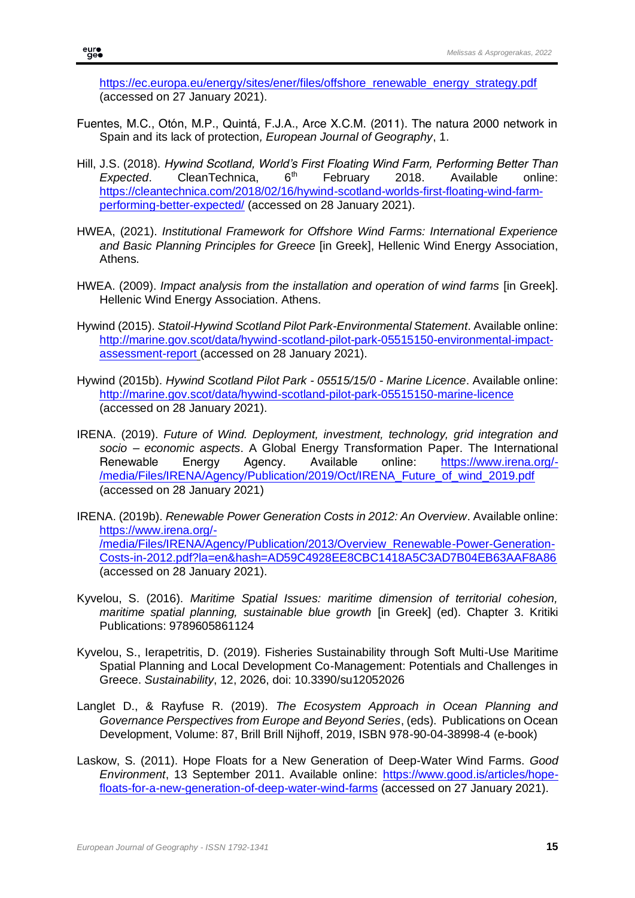https://ec.europa.eu/energy/sites/ener/files/offshore_renewable_energy_strategy.pdf (accessed on 27 January 2021).

Fuentes, M.C., Otón, M.P., Quintá, F.J.A., Arce X.C.M. (2011). The natura 2000 network in Spain and its lack of protection, *European Journal of Geography*, 1.

Hill, J.S. (2018). *Hywind Scotland, World's First Floating Wind Farm, Performing Better Than Expected*. CleanTechnica, 6th February 2018. Available online: https://cleantechnica.com/2018/02/16/hywind-scotland-worlds-first-floating-wind-farm-performing-better-expected/ (accessed on 28 January 2021).

HWEA, (2021). *Institutional Framework for Offshore Wind Farms: International Experience and Basic Planning Principles for Greece* [in Greek], Hellenic Wind Energy Association, Athens.

HWEA. (2009). *Impact analysis from the installation and operation of wind farms* [in Greek]. Hellenic Wind Energy Association. Athens.

Hywind (2015). *Statoil-Hywind Scotland Pilot Park-Environmental Statement*. Available online: http://marine.gov.scot/data/hywind-scotland-pilot-park-05515150-environmental-impact-assessment-report (accessed on 28 January 2021).

Hywind (2015b). *Hywind Scotland Pilot Park - 05515/15/0 - Marine Licence*. Available online: http://marine.gov.scot/data/hywind-scotland-pilot-park-05515150-marine-licence (accessed on 28 January 2021).

IRENA. (2019). *Future of Wind. Deployment, investment, technology, grid integration and socio – economic aspects*. A Global Energy Transformation Paper. The International Renewable Energy Agency. Available online: https://www.irena.org/-/media/Files/IRENA/Agency/Publication/2019/Oct/IRENA_Future_of_wind_2019.pdf (accessed on 28 January 2021)

IRENA. (2019b). *Renewable Power Generation Costs in 2012: An Overview*. Available online: https://www.irena.org/-/media/Files/IRENA/Agency/Publication/2013/Overview_Renewable-Power-Generation-Costs-in-2012.pdf?la=en&hash=AD59C4928EE8CBC1418A5C3AD7B04EB63AAF8A86 (accessed on 28 January 2021).

Kyvelou, S. (2016). *Maritime Spatial Issues: maritime dimension of territorial cohesion, maritime spatial planning, sustainable blue growth* [in Greek] (ed). Chapter 3. Kritiki Publications: 9789605861124

Kyvelou, S., Ierapetritis, D. (2019). Fisheries Sustainability through Soft Multi-Use Maritime Spatial Planning and Local Development Co-Management: Potentials and Challenges in Greece. *Sustainability*, 12, 2026, doi: 10.3390/su12052026

Langlet D., & Rayfuse R. (2019). *The Ecosystem Approach in Ocean Planning and Governance Perspectives from Europe and Beyond Series*, (eds). Publications on Ocean Development, Volume: 87, Brill Brill Nijhoff, 2019, ISBN 978-90-04-38998-4 (e-book)

Laskow, S. (2011). Hope Floats for a New Generation of Deep-Water Wind Farms. *Good Environment*, 13 September 2011. Available online: https://www.good.is/articles/hope-floats-for-a-new-generation-of-deep-water-wind-farms (accessed on 27 January 2021).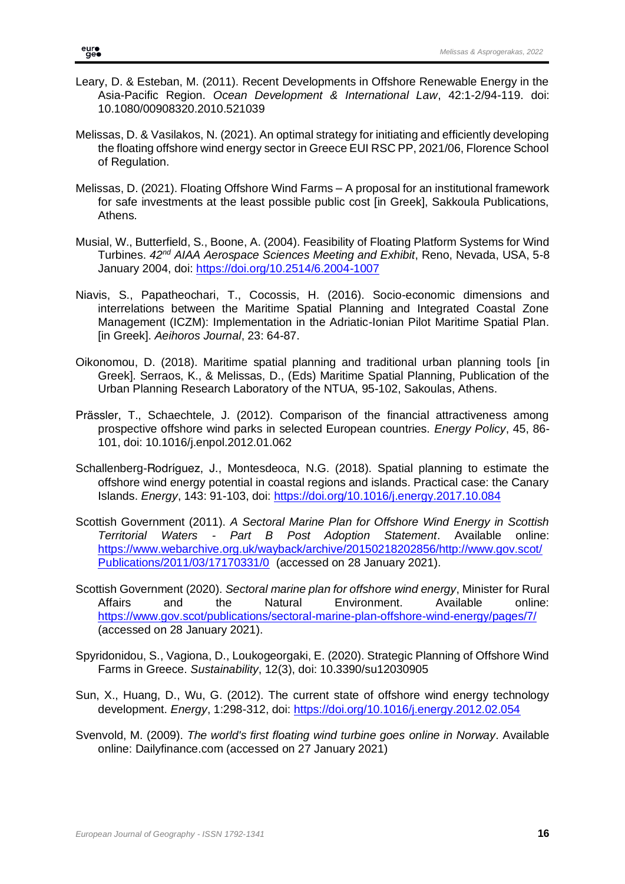Leary, D. & Esteban, M. (2011). Recent Developments in Offshore Renewable Energy in the Asia-Pacific Region. *Ocean Development & International Law*, 42:1-2/94-119. doi: 10.1080/00908320.2010.521039

Melissas, D. & Vasilakos, N. (2021). An optimal strategy for initiating and efficiently developing the floating offshore wind energy sector in Greece EUI RSC PP, 2021/06, Florence School of Regulation.

Melissas, D. (2021). Floating Offshore Wind Farms – A proposal for an institutional framework for safe investments at the least possible public cost [in Greek], Sakkoula Publications, Athens.

Musial, W., Butterfield, S., Boone, A. (2004). Feasibility of Floating Platform Systems for Wind Turbines. *42nd AIAA Aerospace Sciences Meeting and Exhibit*, Reno, Nevada, USA, 5-8 January 2004, doi: https://doi.org/10.2514/6.2004-1007

Niavis, S., Papatheochari, T., Cocossis, H. (2016). Socio-economic dimensions and interrelations between the Maritime Spatial Planning and Integrated Coastal Zone Management (ICZM): Implementation in the Adriatic-Ionian Pilot Maritime Spatial Plan. [in Greek]. *Aeihoros Journal*, 23: 64-87.

Oikonomou, D. (2018). Maritime spatial planning and traditional urban planning tools [in Greek]. Serraos, K., & Melissas, D., (Eds) Maritime Spatial Planning, Publication of the Urban Planning Research Laboratory of the NTUA, 95-102, Sakoulas, Athens.

Prässler, T., Schaechtele, J. (2012). Comparison of the financial attractiveness among prospective offshore wind parks in selected European countries. *Energy Policy*, 45, 86-101, doi: 10.1016/j.enpol.2012.01.062

Schallenberg-Rodríguez, J., Montesdeoca, N.G. (2018). Spatial planning to estimate the offshore wind energy potential in coastal regions and islands. Practical case: the Canary Islands. *Energy*, 143: 91-103, doi: https://doi.org/10.1016/j.energy.2017.10.084

Scottish Government (2011). *A Sectoral Marine Plan for Offshore Wind Energy in Scottish Territorial Waters - Part B Post Adoption Statement*. Available online: https://www.webarchive.org.uk/wayback/archive/20150218202856/http://www.gov.scot/Publications/2011/03/17170331/0 (accessed on 28 January 2021).

Scottish Government (2020). *Sectoral marine plan for offshore wind energy*, Minister for Rural Affairs and the Natural Environment. Available online: https://www.gov.scot/publications/sectoral-marine-plan-offshore-wind-energy/pages/7/ (accessed on 28 January 2021).

Spyridonidou, S., Vagiona, D., Loukogeorgaki, E. (2020). Strategic Planning of Offshore Wind Farms in Greece. *Sustainability*, 12(3), doi: 10.3390/su12030905

Sun, X., Huang, D., Wu, G. (2012). The current state of offshore wind energy technology development. *Energy*, 1:298-312, doi: https://doi.org/10.1016/j.energy.2012.02.054

Svenvold, M. (2009). *The world's first floating wind turbine goes online in Norway*. Available online: Dailyfinance.com (accessed on 27 January 2021)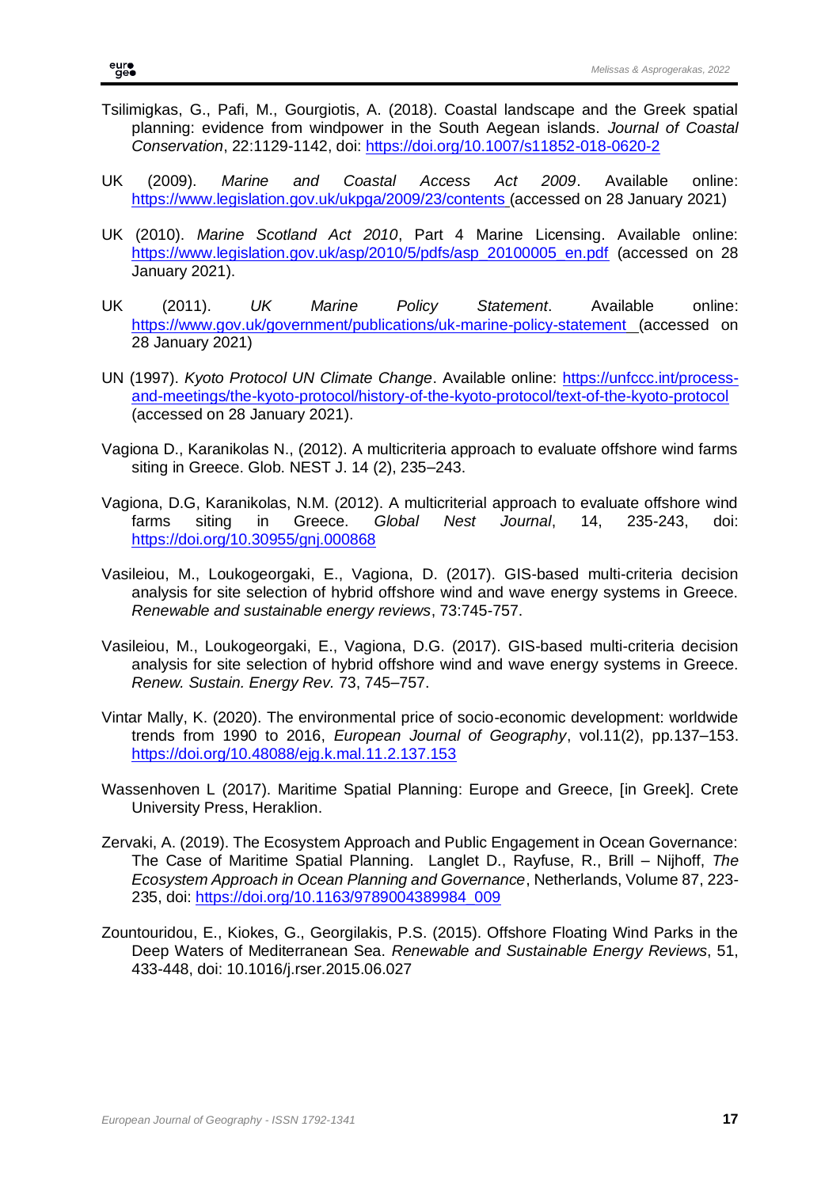Tsilimigkas, G., Pafi, M., Gourgiotis, A. (2018). Coastal landscape and the Greek spatial planning: evidence from windpower in the South Aegean islands. *Journal of Coastal Conservation*, 22:1129-1142, doi: https://doi.org/10.1007/s11852-018-0620-2

UK (2009). *Marine and Coastal Access Act 2009*. Available online: https://www.legislation.gov.uk/ukpga/2009/23/contents (accessed on 28 January 2021)

UK (2010). *Marine Scotland Act 2010*, Part 4 Marine Licensing. Available online: https://www.legislation.gov.uk/asp/2010/5/pdfs/asp_20100005_en.pdf (accessed on 28 January 2021).

UK (2011). *UK Marine Policy Statement*. Available online: https://www.gov.uk/government/publications/uk-marine-policy-statement (accessed on 28 January 2021)

UN (1997). *Kyoto Protocol UN Climate Change*. Available online: https://unfccc.int/process-and-meetings/the-kyoto-protocol/history-of-the-kyoto-protocol/text-of-the-kyoto-protocol (accessed on 28 January 2021).

Vagiona D., Karanikolas N., (2012). A multicriteria approach to evaluate offshore wind farms siting in Greece. Glob. NEST J. 14 (2), 235–243.

Vagiona, D.G, Karanikolas, N.M. (2012). A multicriterial approach to evaluate offshore wind farms siting in Greece. *Global Nest Journal*, 14, 235-243, doi: https://doi.org/10.30955/gnj.000868

Vasileiou, M., Loukogeorgaki, E., Vagiona, D. (2017). GIS-based multi-criteria decision analysis for site selection of hybrid offshore wind and wave energy systems in Greece. *Renewable and sustainable energy reviews*, 73:745-757.

Vasileiou, M., Loukogeorgaki, E., Vagiona, D.G. (2017). GIS-based multi-criteria decision analysis for site selection of hybrid offshore wind and wave energy systems in Greece. *Renew. Sustain. Energy Rev.* 73, 745–757.

Vintar Mally, K. (2020). The environmental price of socio-economic development: worldwide trends from 1990 to 2016, *European Journal of Geography*, vol.11(2), pp.137–153. https://doi.org/10.48088/ejg.k.mal.11.2.137.153

Wassenhoven L (2017). Maritime Spatial Planning: Europe and Greece, [in Greek]. Crete University Press, Heraklion.

Zervaki, A. (2019). The Ecosystem Approach and Public Engagement in Ocean Governance: The Case of Maritime Spatial Planning. Langlet D., Rayfuse, R., Brill – Nijhoff, *The Ecosystem Approach in Ocean Planning and Governance*, Netherlands, Volume 87, 223-235, doi: https://doi.org/10.1163/9789004389984_009

Zountouridou, E., Kiokes, G., Georgilakis, P.S. (2015). Offshore Floating Wind Parks in the Deep Waters of Mediterranean Sea. *Renewable and Sustainable Energy Reviews*, 51, 433-448, doi: 10.1016/j.rser.2015.06.027